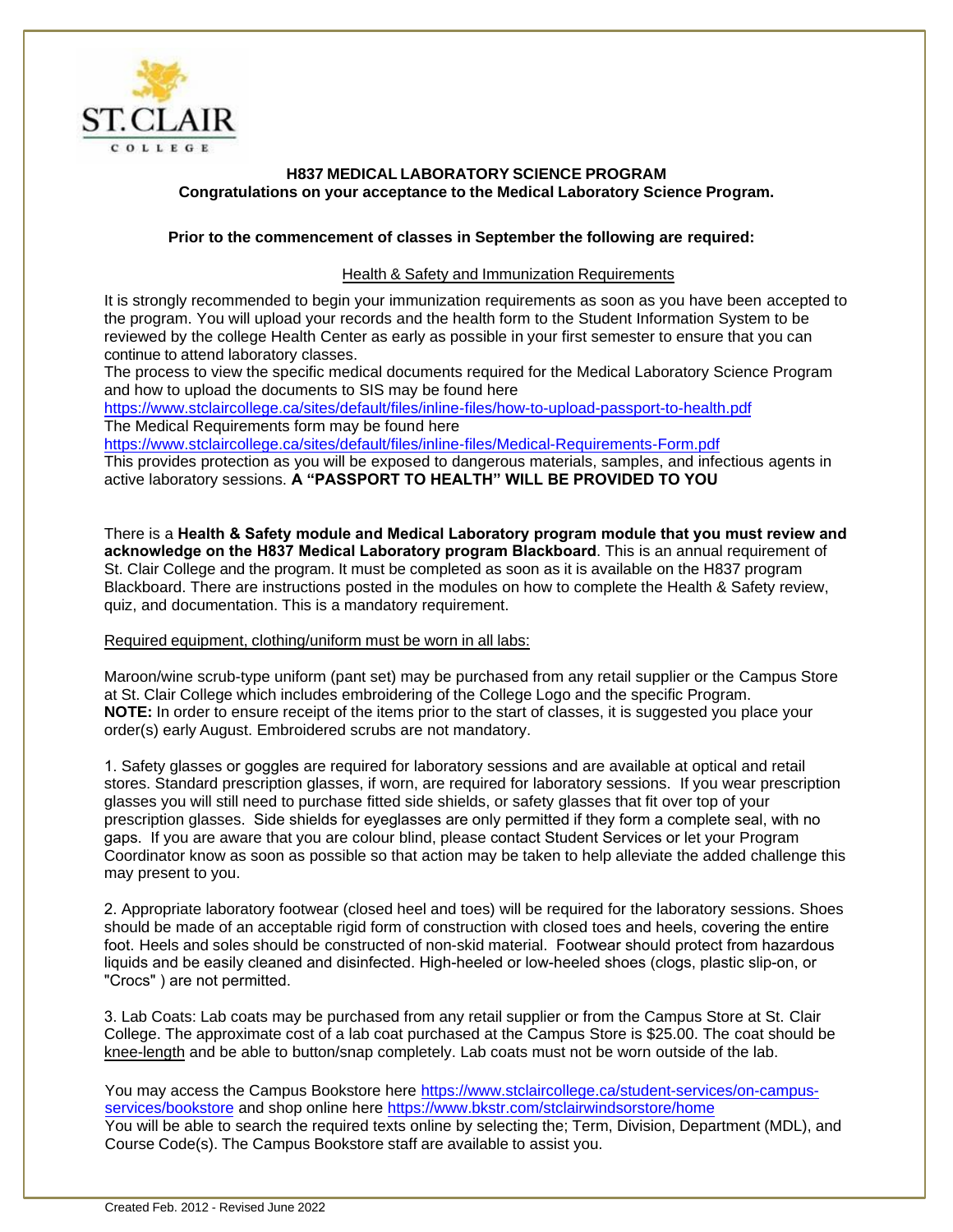ST. CLAIR COLLEGE

**H837 MEDICAL LABORATORY SCIENCE PROGRAM**
**Congratulations on your acceptance to the Medical Laboratory Science Program.**

**Prior to the commencement of classes in September the following are required:**

## Health & Safety and Immunization Requirements

It is strongly recommended to begin your immunization requirements as soon as you have been accepted to the program. You will upload your records and the health form to the Student Information System to be reviewed by the college Health Center as early as possible in your first semester to ensure that you can continue to attend laboratory classes.
The process to view the specific medical documents required for the Medical Laboratory Science Program and how to upload the documents to SIS may be found here
https://www.stclaircollege.ca/sites/default/files/inline-files/how-to-upload-passport-to-health.pdf
The Medical Requirements form may be found here
https://www.stclaircollege.ca/sites/default/files/inline-files/Medical-Requirements-Form.pdf
This provides protection as you will be exposed to dangerous materials, samples, and infectious agents in active laboratory sessions. **A "PASSPORT TO HEALTH" WILL BE PROVIDED TO YOU**

There is a **Health & Safety module and Medical Laboratory program module that you must review and acknowledge on the H837 Medical Laboratory program Blackboard**. This is an annual requirement of St. Clair College and the program. It must be completed as soon as it is available on the H837 program Blackboard. There are instructions posted in the modules on how to complete the Health & Safety review, quiz, and documentation. This is a mandatory requirement.

## Required equipment, clothing/uniform must be worn in all labs:

Maroon/wine scrub-type uniform (pant set) may be purchased from any retail supplier or the Campus Store at St. Clair College which includes embroidering of the College Logo and the specific Program.
**NOTE:** In order to ensure receipt of the items prior to the start of classes, it is suggested you place your order(s) early August. Embroidered scrubs are not mandatory.

1. Safety glasses or goggles are required for laboratory sessions and are available at optical and retail stores. Standard prescription glasses, if worn, are required for laboratory sessions. If you wear prescription glasses you will still need to purchase fitted side shields, or safety glasses that fit over top of your prescription glasses. Side shields for eyeglasses are only permitted if they form a complete seal, with no gaps. If you are aware that you are colour blind, please contact Student Services or let your Program Coordinator know as soon as possible so that action may be taken to help alleviate the added challenge this may present to you.

2. Appropriate laboratory footwear (closed heel and toes) will be required for the laboratory sessions. Shoes should be made of an acceptable rigid form of construction with closed toes and heels, covering the entire foot. Heels and soles should be constructed of non-skid material. Footwear should protect from hazardous liquids and be easily cleaned and disinfected. High-heeled or low-heeled shoes (clogs, plastic slip-on, or "Crocs" ) are not permitted.

3. Lab Coats: Lab coats may be purchased from any retail supplier or from the Campus Store at St. Clair College. The approximate cost of a lab coat purchased at the Campus Store is $25.00. The coat should be knee-length and be able to button/snap completely. Lab coats must not be worn outside of the lab.

You may access the Campus Bookstore here https://www.stclaircollege.ca/student-services/on-campus-services/bookstore and shop online here https://www.bkstr.com/stclairwindsorstore/home
You will be able to search the required texts online by selecting the; Term, Division, Department (MDL), and Course Code(s). The Campus Bookstore staff are available to assist you.

Created Feb. 2012 - Revised June 2022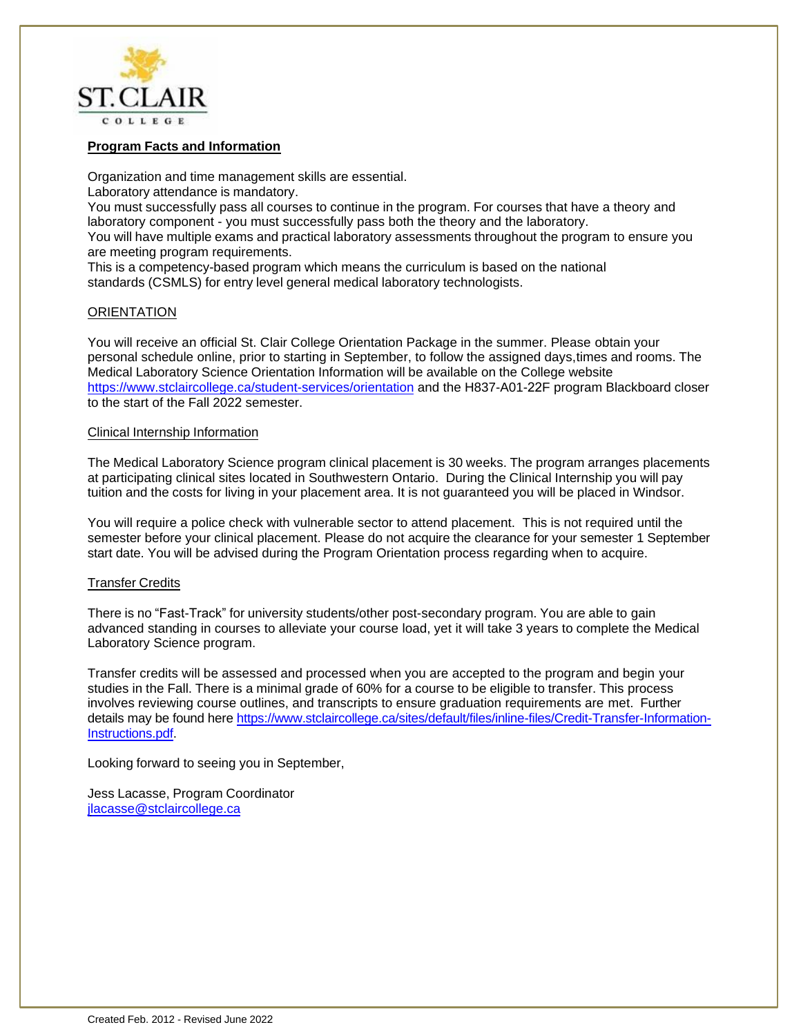ST. CLAIR COLLEGE

**Program Facts and Information**

Organization and time management skills are essential.
Laboratory attendance is mandatory.
You must successfully pass all courses to continue in the program. For courses that have a theory and laboratory component - you must successfully pass both the theory and the laboratory.
You will have multiple exams and practical laboratory assessments throughout the program to ensure you are meeting program requirements.
This is a competency-based program which means the curriculum is based on the national standards (CSMLS) for entry level general medical laboratory technologists.

ORIENTATION

You will receive an official St. Clair College Orientation Package in the summer. Please obtain your personal schedule online, prior to starting in September, to follow the assigned days,times and rooms. The Medical Laboratory Science Orientation Information will be available on the College website https://www.stclaircollege.ca/student-services/orientation and the H837-A01-22F program Blackboard closer to the start of the Fall 2022 semester.

Clinical Internship Information

The Medical Laboratory Science program clinical placement is 30 weeks. The program arranges placements at participating clinical sites located in Southwestern Ontario. During the Clinical Internship you will pay tuition and the costs for living in your placement area. It is not guaranteed you will be placed in Windsor.

You will require a police check with vulnerable sector to attend placement. This is not required until the semester before your clinical placement. Please do not acquire the clearance for your semester 1 September start date. You will be advised during the Program Orientation process regarding when to acquire.

Transfer Credits

There is no "Fast-Track" for university students/other post-secondary program. You are able to gain advanced standing in courses to alleviate your course load, yet it will take 3 years to complete the Medical Laboratory Science program.

Transfer credits will be assessed and processed when you are accepted to the program and begin your studies in the Fall. There is a minimal grade of 60% for a course to be eligible to transfer. This process involves reviewing course outlines, and transcripts to ensure graduation requirements are met. Further details may be found here https://www.stclaircollege.ca/sites/default/files/inline-files/Credit-Transfer-Information-Instructions.pdf.

Looking forward to seeing you in September,

Jess Lacasse, Program Coordinator
jlacasse@stclaircollege.ca

Created Feb. 2012 - Revised June 2022